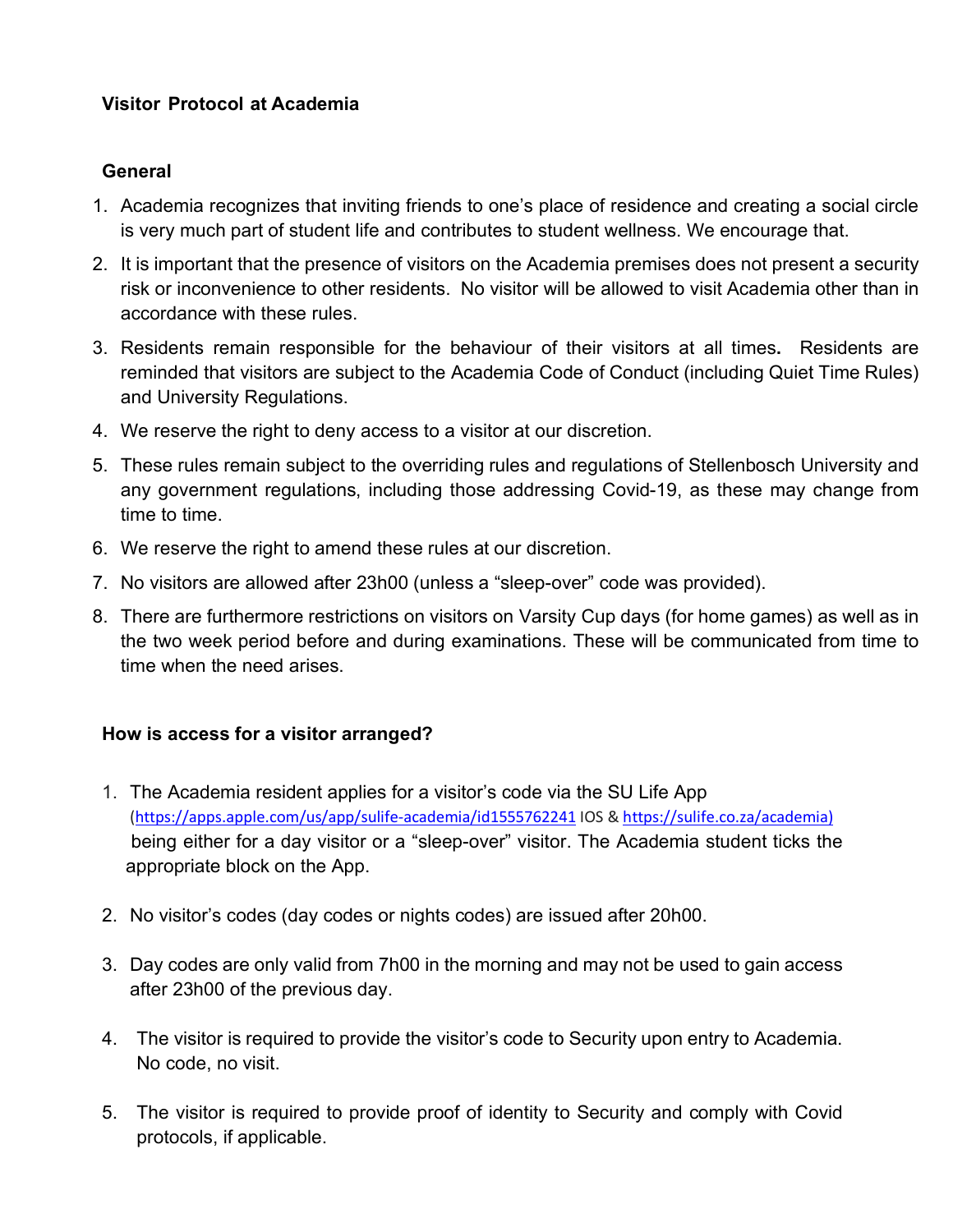**Visitor Protocol at Academia**

**General**

1. Academia recognizes that inviting friends to one's place of residence and creating a social circle is very much part of student life and contributes to student wellness. We encourage that.
2. It is important that the presence of visitors on the Academia premises does not present a security risk or inconvenience to other residents. No visitor will be allowed to visit Academia other than in accordance with these rules.
3. Residents remain responsible for the behaviour of their visitors at all times**.** Residents are reminded that visitors are subject to the Academia Code of Conduct (including Quiet Time Rules) and University Regulations.
4. We reserve the right to deny access to a visitor at our discretion.
5. These rules remain subject to the overriding rules and regulations of Stellenbosch University and any government regulations, including those addressing Covid-19, as these may change from time to time.
6. We reserve the right to amend these rules at our discretion.
7. No visitors are allowed after 23h00 (unless a "sleep-over" code was provided).
8. There are furthermore restrictions on visitors on Varsity Cup days (for home games) as well as in the two week period before and during examinations. These will be communicated from time to time when the need arises.

**How is access for a visitor arranged?**

1. The Academia resident applies for a visitor's code via the SU Life App (https://apps.apple.com/us/app/sulife-academia/id1555762241 IOS & https://sulife.co.za/academia) being either for a day visitor or a "sleep-over" visitor. The Academia student ticks the appropriate block on the App.
2. No visitor's codes (day codes or nights codes) are issued after 20h00.
3. Day codes are only valid from 7h00 in the morning and may not be used to gain access after 23h00 of the previous day.
4. The visitor is required to provide the visitor's code to Security upon entry to Academia. No code, no visit.
5. The visitor is required to provide proof of identity to Security and comply with Covid protocols, if applicable.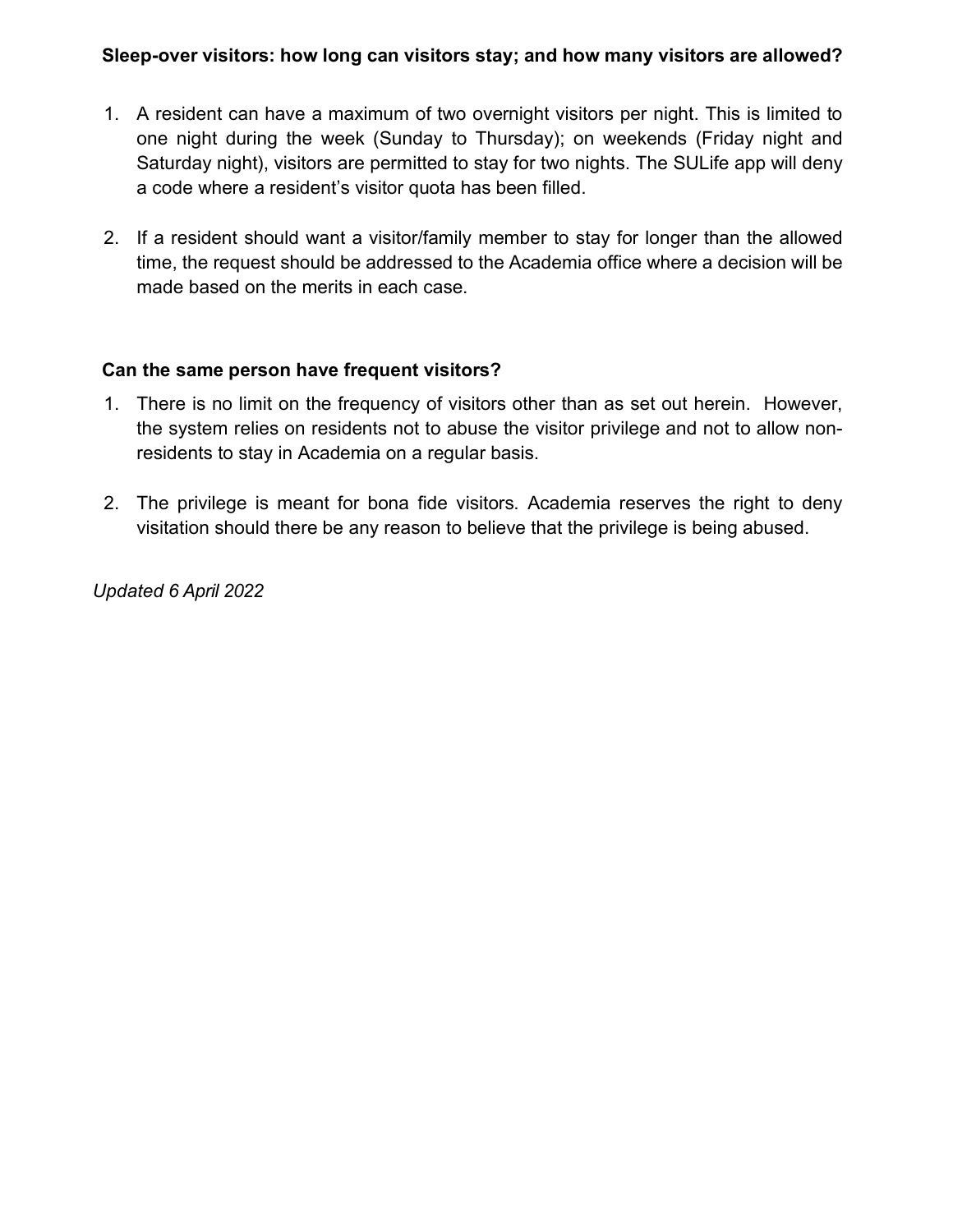**Sleep-over visitors: how long can visitors stay; and how many visitors are allowed?**

1. A resident can have a maximum of two overnight visitors per night. This is limited to one night during the week (Sunday to Thursday); on weekends (Friday night and Saturday night), visitors are permitted to stay for two nights. The SULife app will deny a code where a resident's visitor quota has been filled.

2. If a resident should want a visitor/family member to stay for longer than the allowed time, the request should be addressed to the Academia office where a decision will be made based on the merits in each case.

**Can the same person have frequent visitors?**

1. There is no limit on the frequency of visitors other than as set out herein. However, the system relies on residents not to abuse the visitor privilege and not to allow non-residents to stay in Academia on a regular basis.

2. The privilege is meant for bona fide visitors. Academia reserves the right to deny visitation should there be any reason to believe that the privilege is being abused.

*Updated 6 April 2022*